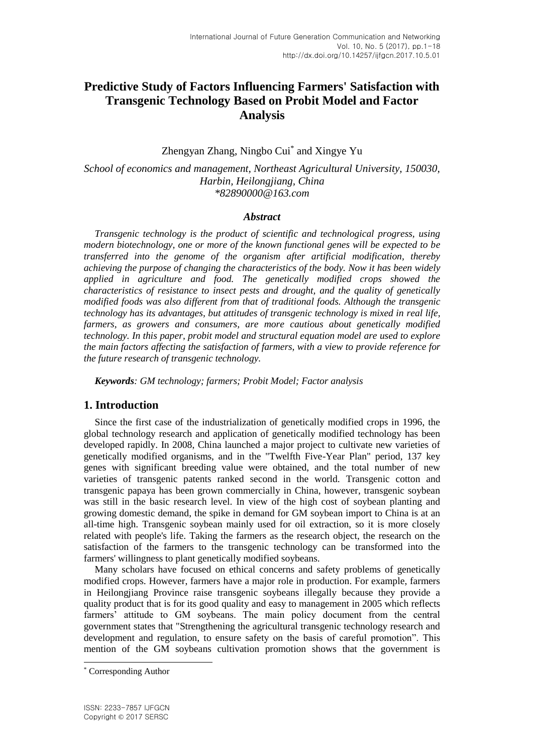# Predictive Study of Factors Influencing Farmers' Satisfaction with Transgenic Technology Based on Probit Model and Factor Analysis

Zhengyan Zhang, Ningbo Cui* and Xingye Yu

*School of economics and management, Northeast Agricultural University, 150030, Harbin, Heilongjiang, China*
*\*82890000@163.com*

### *Abstract*

*Transgenic technology is the product of scientific and technological progress, using modern biotechnology, one or more of the known functional genes will be expected to be transferred into the genome of the organism after artificial modification, thereby achieving the purpose of changing the characteristics of the body. Now it has been widely applied in agriculture and food. The genetically modified crops showed the characteristics of resistance to insect pests and drought, and the quality of genetically modified foods was also different from that of traditional foods. Although the transgenic technology has its advantages, but attitudes of transgenic technology is mixed in real life, farmers, as growers and consumers, are more cautious about genetically modified technology. In this paper, probit model and structural equation model are used to explore the main factors affecting the satisfaction of farmers, with a view to provide reference for the future research of transgenic technology.*

***Keywords**: GM technology; farmers; Probit Model; Factor analysis*

## 1. Introduction

Since the first case of the industrialization of genetically modified crops in 1996, the global technology research and application of genetically modified technology has been developed rapidly. In 2008, China launched a major project to cultivate new varieties of genetically modified organisms, and in the "Twelfth Five-Year Plan" period, 137 key genes with significant breeding value were obtained, and the total number of new varieties of transgenic patents ranked second in the world. Transgenic cotton and transgenic papaya has been grown commercially in China, however, transgenic soybean was still in the basic research level. In view of the high cost of soybean planting and growing domestic demand, the spike in demand for GM soybean import to China is at an all-time high. Transgenic soybean mainly used for oil extraction, so it is more closely related with people's life. Taking the farmers as the research object, the research on the satisfaction of the farmers to the transgenic technology can be transformed into the farmers' willingness to plant genetically modified soybeans.

Many scholars have focused on ethical concerns and safety problems of genetically modified crops. However, farmers have a major role in production. For example, farmers in Heilongjiang Province raise transgenic soybeans illegally because they provide a quality product that is for its good quality and easy to management in 2005 which reflects farmers' attitude to GM soybeans. The main policy document from the central government states that "Strengthening the agricultural transgenic technology research and development and regulation, to ensure safety on the basis of careful promotion". This mention of the GM soybeans cultivation promotion shows that the government is

\* Corresponding Author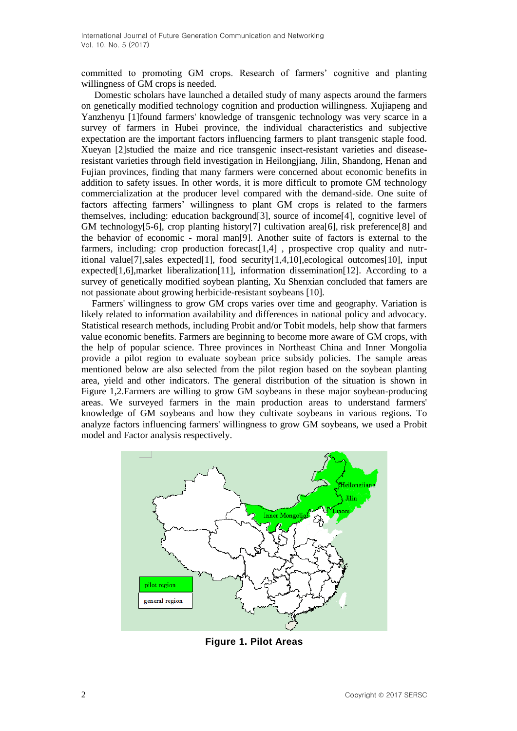committed to promoting GM crops. Research of farmers' cognitive and planting willingness of GM crops is needed.

Domestic scholars have launched a detailed study of many aspects around the farmers on genetically modified technology cognition and production willingness. Xujiapeng and Yanzhenyu [1]found farmers' knowledge of transgenic technology was very scarce in a survey of farmers in Hubei province, the individual characteristics and subjective expectation are the important factors influencing farmers to plant transgenic staple food. Xueyan [2]studied the maize and rice transgenic insect-resistant varieties and disease-resistant varieties through field investigation in Heilongjiang, Jilin, Shandong, Henan and Fujian provinces, finding that many farmers were concerned about economic benefits in addition to safety issues. In other words, it is more difficult to promote GM technology commercialization at the producer level compared with the demand-side. One suite of factors affecting farmers' willingness to plant GM crops is related to the farmers themselves, including: education background[3], source of income[4], cognitive level of GM technology[5-6], crop planting history[7] cultivation area[6], risk preference[8] and the behavior of economic - moral man[9]. Another suite of factors is external to the farmers, including: crop production forecast[1,4] , prospective crop quality and nutr-itional value[7],sales expected[1], food security[1,4,10],ecological outcomes[10], input expected[1,6],market liberalization[11], information dissemination[12]. According to a survey of genetically modified soybean planting, Xu Shenxian concluded that famers are not passionate about growing herbicide-resistant soybeans [10].

Farmers' willingness to grow GM crops varies over time and geography. Variation is likely related to information availability and differences in national policy and advocacy. Statistical research methods, including Probit and/or Tobit models, help show that farmers value economic benefits. Farmers are beginning to become more aware of GM crops, with the help of popular science. Three provinces in Northeast China and Inner Mongolia provide a pilot region to evaluate soybean price subsidy policies. The sample areas mentioned below are also selected from the pilot region based on the soybean planting area, yield and other indicators. The general distribution of the situation is shown in Figure 1,2.Farmers are willing to grow GM soybeans in these major soybean-producing areas. We surveyed farmers in the main production areas to understand farmers' knowledge of GM soybeans and how they cultivate soybeans in various regions. To analyze factors influencing farmers' willingness to grow GM soybeans, we used a Probit model and Factor analysis respectively.

**Figure 1. Pilot Areas**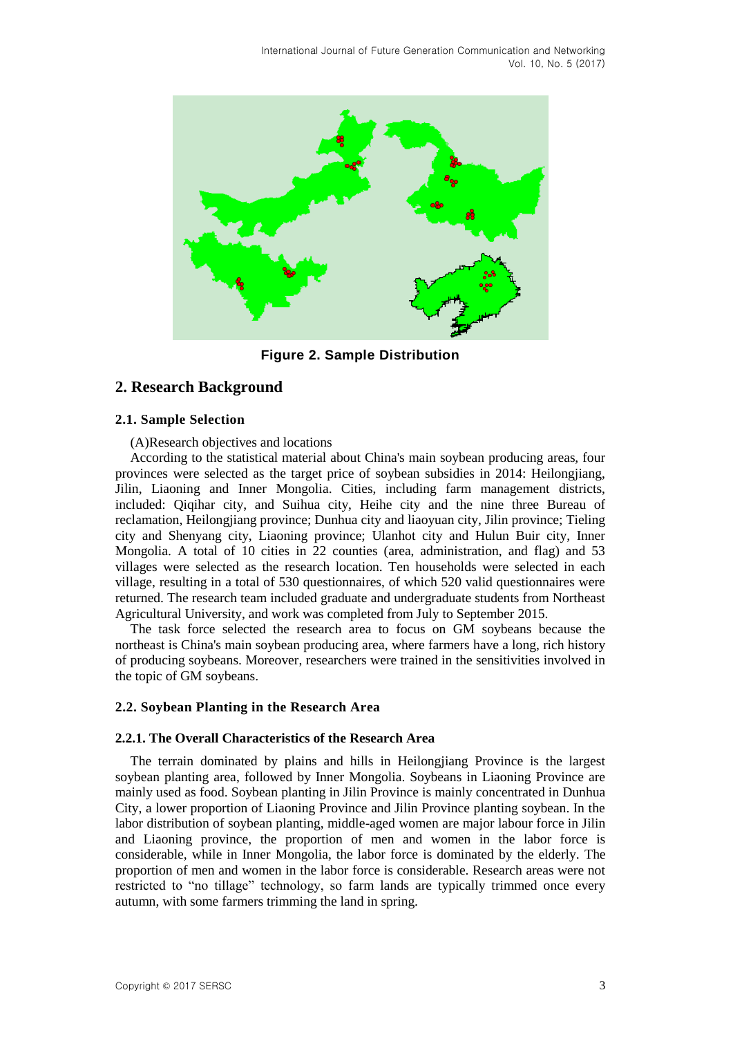Figure 2. Sample Distribution

## 2. Research Background

### 2.1. Sample Selection

(A)Research objectives and locations

According to the statistical material about China's main soybean producing areas, four provinces were selected as the target price of soybean subsidies in 2014: Heilongjiang, Jilin, Liaoning and Inner Mongolia. Cities, including farm management districts, included: Qiqihar city, and Suihua city, Heihe city and the nine three Bureau of reclamation, Heilongjiang province; Dunhua city and liaoyuan city, Jilin province; Tieling city and Shenyang city, Liaoning province; Ulanhot city and Hulun Buir city, Inner Mongolia. A total of 10 cities in 22 counties (area, administration, and flag) and 53 villages were selected as the research location. Ten households were selected in each village, resulting in a total of 530 questionnaires, of which 520 valid questionnaires were returned. The research team included graduate and undergraduate students from Northeast Agricultural University, and work was completed from July to September 2015.

The task force selected the research area to focus on GM soybeans because the northeast is China's main soybean producing area, where farmers have a long, rich history of producing soybeans. Moreover, researchers were trained in the sensitivities involved in the topic of GM soybeans.

### 2.2. Soybean Planting in the Research Area

#### 2.2.1. The Overall Characteristics of the Research Area

The terrain dominated by plains and hills in Heilongjiang Province is the largest soybean planting area, followed by Inner Mongolia. Soybeans in Liaoning Province are mainly used as food. Soybean planting in Jilin Province is mainly concentrated in Dunhua City, a lower proportion of Liaoning Province and Jilin Province planting soybean. In the labor distribution of soybean planting, middle-aged women are major labour force in Jilin and Liaoning province, the proportion of men and women in the labor force is considerable, while in Inner Mongolia, the labor force is dominated by the elderly. The proportion of men and women in the labor force is considerable. Research areas were not restricted to "no tillage" technology, so farm lands are typically trimmed once every autumn, with some farmers trimming the land in spring.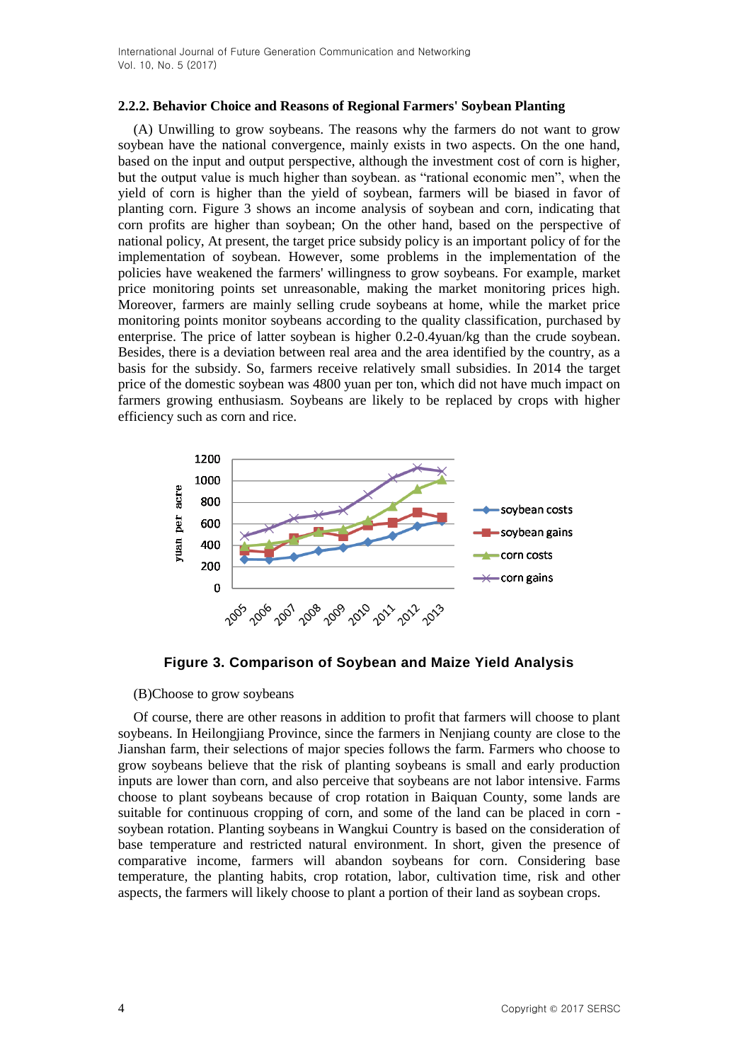### 2.2.2. Behavior Choice and Reasons of Regional Farmers' Soybean Planting

(A) Unwilling to grow soybeans. The reasons why the farmers do not want to grow soybean have the national convergence, mainly exists in two aspects. On the one hand, based on the input and output perspective, although the investment cost of corn is higher, but the output value is much higher than soybean. as "rational economic men", when the yield of corn is higher than the yield of soybean, farmers will be biased in favor of planting corn. Figure 3 shows an income analysis of soybean and corn, indicating that corn profits are higher than soybean; On the other hand, based on the perspective of national policy, At present, the target price subsidy policy is an important policy of for the implementation of soybean. However, some problems in the implementation of the policies have weakened the farmers' willingness to grow soybeans. For example, market price monitoring points set unreasonable, making the market monitoring prices high. Moreover, farmers are mainly selling crude soybeans at home, while the market price monitoring points monitor soybeans according to the quality classification, purchased by enterprise. The price of latter soybean is higher 0.2-0.4yuan/kg than the crude soybean. Besides, there is a deviation between real area and the area identified by the country, as a basis for the subsidy. So, farmers receive relatively small subsidies. In 2014 the target price of the domestic soybean was 4800 yuan per ton, which did not have much impact on farmers growing enthusiasm. Soybeans are likely to be replaced by crops with higher efficiency such as corn and rice.

**Figure 3. Comparison of Soybean and Maize Yield Analysis**

(B)Choose to grow soybeans

Of course, there are other reasons in addition to profit that farmers will choose to plant soybeans. In Heilongjiang Province, since the farmers in Nenjiang county are close to the Jianshan farm, their selections of major species follows the farm. Farmers who choose to grow soybeans believe that the risk of planting soybeans is small and early production inputs are lower than corn, and also perceive that soybeans are not labor intensive. Farms choose to plant soybeans because of crop rotation in Baiquan County, some lands are suitable for continuous cropping of corn, and some of the land can be placed in corn - soybean rotation. Planting soybeans in Wangkui Country is based on the consideration of base temperature and restricted natural environment. In short, given the presence of comparative income, farmers will abandon soybeans for corn. Considering base temperature, the planting habits, crop rotation, labor, cultivation time, risk and other aspects, the farmers will likely choose to plant a portion of their land as soybean crops.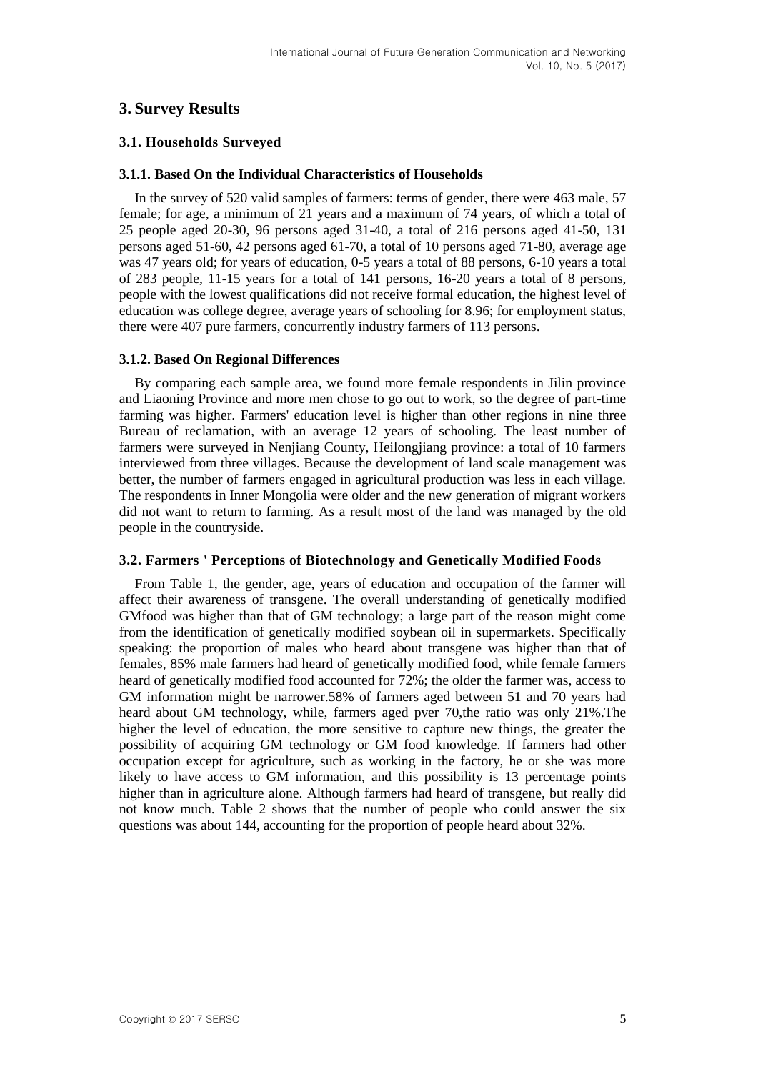## 3. Survey Results

### 3.1. Households Surveyed

#### 3.1.1. Based On the Individual Characteristics of Households

In the survey of 520 valid samples of farmers: terms of gender, there were 463 male, 57 female; for age, a minimum of 21 years and a maximum of 74 years, of which a total of 25 people aged 20-30, 96 persons aged 31-40, a total of 216 persons aged 41-50, 131 persons aged 51-60, 42 persons aged 61-70, a total of 10 persons aged 71-80, average age was 47 years old; for years of education, 0-5 years a total of 88 persons, 6-10 years a total of 283 people, 11-15 years for a total of 141 persons, 16-20 years a total of 8 persons, people with the lowest qualifications did not receive formal education, the highest level of education was college degree, average years of schooling for 8.96; for employment status, there were 407 pure farmers, concurrently industry farmers of 113 persons.

#### 3.1.2. Based On Regional Differences

By comparing each sample area, we found more female respondents in Jilin province and Liaoning Province and more men chose to go out to work, so the degree of part-time farming was higher. Farmers' education level is higher than other regions in nine three Bureau of reclamation, with an average 12 years of schooling. The least number of farmers were surveyed in Nenjiang County, Heilongjiang province: a total of 10 farmers interviewed from three villages. Because the development of land scale management was better, the number of farmers engaged in agricultural production was less in each village. The respondents in Inner Mongolia were older and the new generation of migrant workers did not want to return to farming. As a result most of the land was managed by the old people in the countryside.

### 3.2. Farmers ' Perceptions of Biotechnology and Genetically Modified Foods

From Table 1, the gender, age, years of education and occupation of the farmer will affect their awareness of transgene. The overall understanding of genetically modified GMfood was higher than that of GM technology; a large part of the reason might come from the identification of genetically modified soybean oil in supermarkets. Specifically speaking: the proportion of males who heard about transgene was higher than that of females, 85% male farmers had heard of genetically modified food, while female farmers heard of genetically modified food accounted for 72%; the older the farmer was, access to GM information might be narrower.58% of farmers aged between 51 and 70 years had heard about GM technology, while, farmers aged pver 70,the ratio was only 21%.The higher the level of education, the more sensitive to capture new things, the greater the possibility of acquiring GM technology or GM food knowledge. If farmers had other occupation except for agriculture, such as working in the factory, he or she was more likely to have access to GM information, and this possibility is 13 percentage points higher than in agriculture alone. Although farmers had heard of transgene, but really did not know much. Table 2 shows that the number of people who could answer the six questions was about 144, accounting for the proportion of people heard about 32%.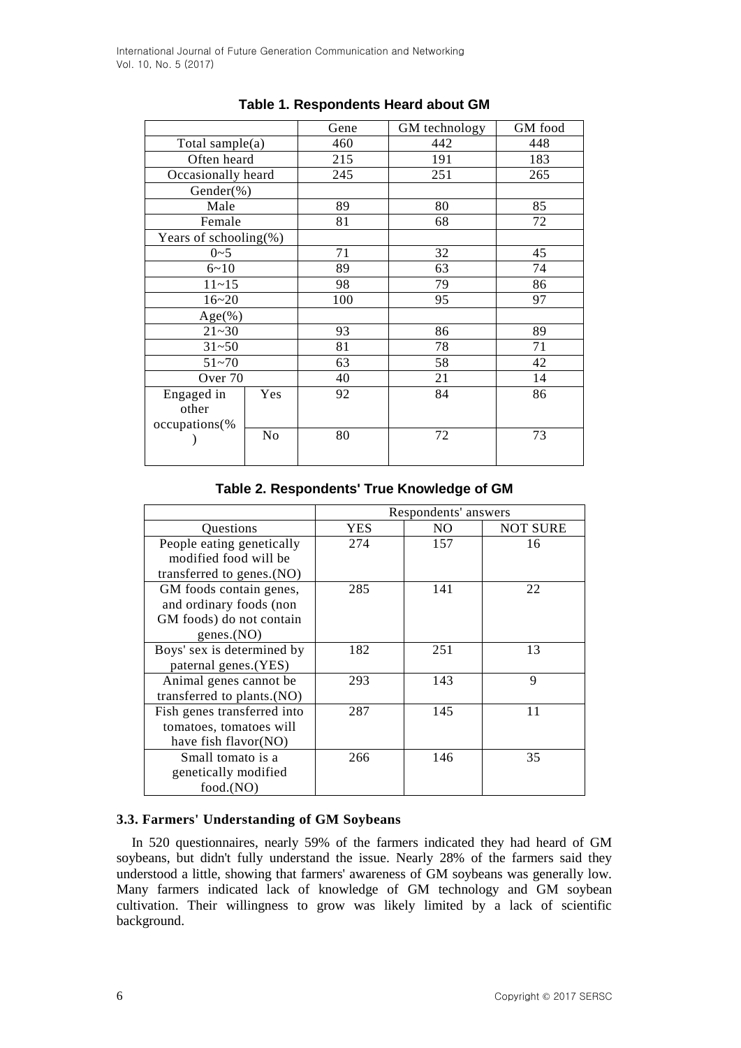**Table 1. Respondents Heard about GM**

| | | Gene | GM technology | GM food |
|---|---|---|---|---|
| Total sample(a) | | 460 | 442 | 448 |
| Often heard | | 215 | 191 | 183 |
| Occasionally heard | | 245 | 251 | 265 |
| Gender(%) | | | | |
| Male | | 89 | 80 | 85 |
| Female | | 81 | 68 | 72 |
| Years of schooling(%) | | | | |
| 0~5 | | 71 | 32 | 45 |
| 6~10 | | 89 | 63 | 74 |
| 11~15 | | 98 | 79 | 86 |
| 16~20 | | 100 | 95 | 97 |
| Age(%) | | | | |
| 21~30 | | 93 | 86 | 89 |
| 31~50 | | 81 | 78 | 71 |
| 51~70 | | 63 | 58 | 42 |
| Over 70 | | 40 | 21 | 14 |
| Engaged in other occupations(%) | Yes | 92 | 84 | 86 |
| | No | 80 | 72 | 73 |

**Table 2. Respondents' True Knowledge of GM**

| | Respondents' answers | | |
|---|---|---|---|
| Questions | YES | NO | NOT SURE |
| People eating genetically modified food will be transferred to genes.(NO) | 274 | 157 | 16 |
| GM foods contain genes, and ordinary foods (non GM foods) do not contain genes.(NO) | 285 | 141 | 22 |
| Boys' sex is determined by paternal genes.(YES) | 182 | 251 | 13 |
| Animal genes cannot be transferred to plants.(NO) | 293 | 143 | 9 |
| Fish genes transferred into tomatoes, tomatoes will have fish flavor(NO) | 287 | 145 | 11 |
| Small tomato is a genetically modified food.(NO) | 266 | 146 | 35 |

### 3.3. Farmers' Understanding of GM Soybeans

In 520 questionnaires, nearly 59% of the farmers indicated they had heard of GM soybeans, but didn't fully understand the issue. Nearly 28% of the farmers said they understood a little, showing that farmers' awareness of GM soybeans was generally low. Many farmers indicated lack of knowledge of GM technology and GM soybean cultivation. Their willingness to grow was likely limited by a lack of scientific background.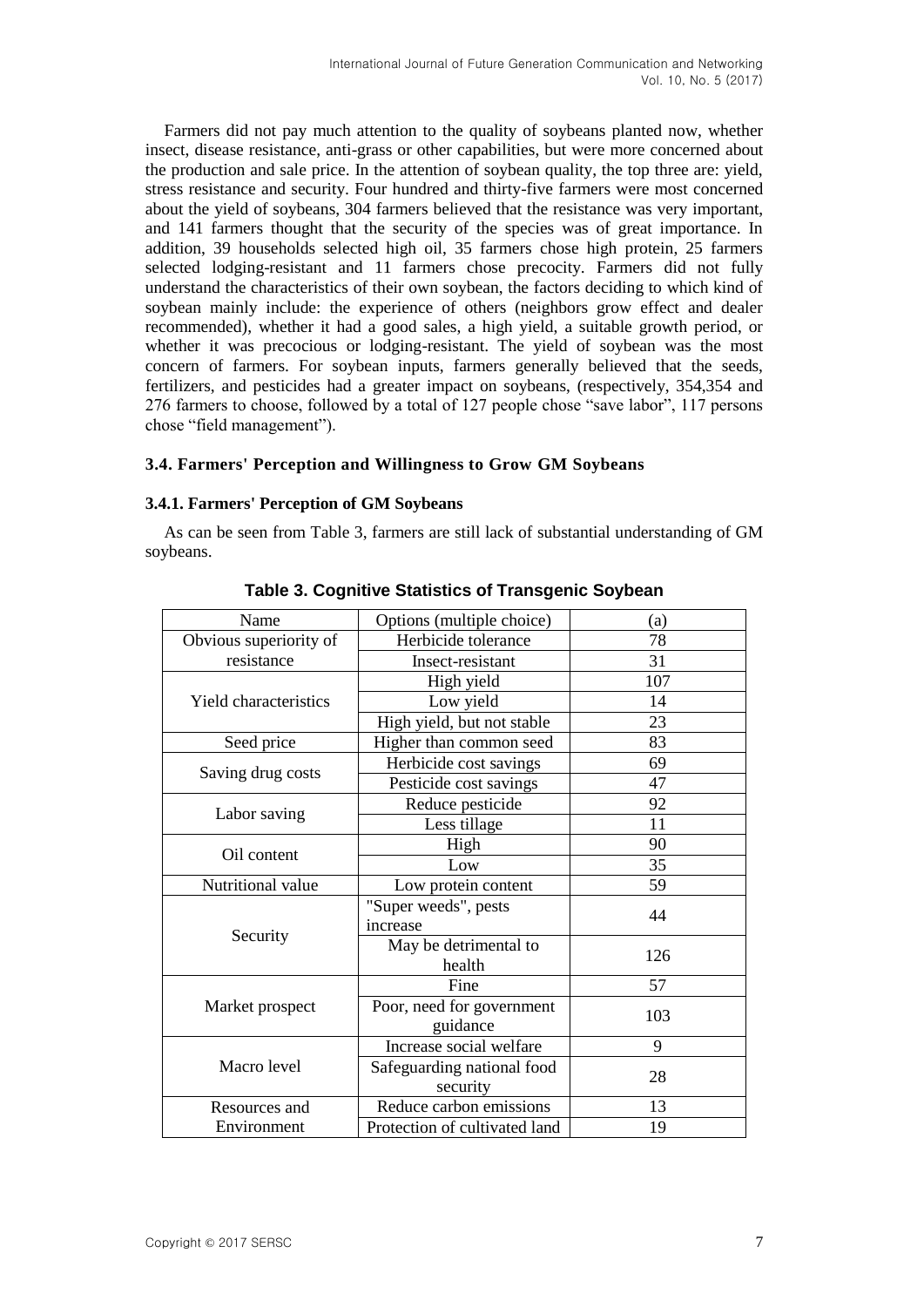Farmers did not pay much attention to the quality of soybeans planted now, whether insect, disease resistance, anti-grass or other capabilities, but were more concerned about the production and sale price. In the attention of soybean quality, the top three are: yield, stress resistance and security. Four hundred and thirty-five farmers were most concerned about the yield of soybeans, 304 farmers believed that the resistance was very important, and 141 farmers thought that the security of the species was of great importance. In addition, 39 households selected high oil, 35 farmers chose high protein, 25 farmers selected lodging-resistant and 11 farmers chose precocity. Farmers did not fully understand the characteristics of their own soybean, the factors deciding to which kind of soybean mainly include: the experience of others (neighbors grow effect and dealer recommended), whether it had a good sales, a high yield, a suitable growth period, or whether it was precocious or lodging-resistant. The yield of soybean was the most concern of farmers. For soybean inputs, farmers generally believed that the seeds, fertilizers, and pesticides had a greater impact on soybeans, (respectively, 354,354 and 276 farmers to choose, followed by a total of 127 people chose "save labor", 117 persons chose "field management").

### 3.4. Farmers' Perception and Willingness to Grow GM Soybeans

#### 3.4.1. Farmers' Perception of GM Soybeans

As can be seen from Table 3, farmers are still lack of substantial understanding of GM soybeans.

**Table 3. Cognitive Statistics of Transgenic Soybean**

| Name | Options (multiple choice) | (a) |
|---|---|---|
| Obvious superiority of resistance | Herbicide tolerance | 78 |
| | Insect-resistant | 31 |
| Yield characteristics | High yield | 107 |
| | Low yield | 14 |
| | High yield, but not stable | 23 |
| Seed price | Higher than common seed | 83 |
| Saving drug costs | Herbicide cost savings | 69 |
| | Pesticide cost savings | 47 |
| Labor saving | Reduce pesticide | 92 |
| | Less tillage | 11 |
| Oil content | High | 90 |
| | Low | 35 |
| Nutritional value | Low protein content | 59 |
| Security | "Super weeds", pests increase | 44 |
| | May be detrimental to health | 126 |
| Market prospect | Fine | 57 |
| | Poor, need for government guidance | 103 |
| Macro level | Increase social welfare | 9 |
| | Safeguarding national food security | 28 |
| Resources and Environment | Reduce carbon emissions | 13 |
| | Protection of cultivated land | 19 |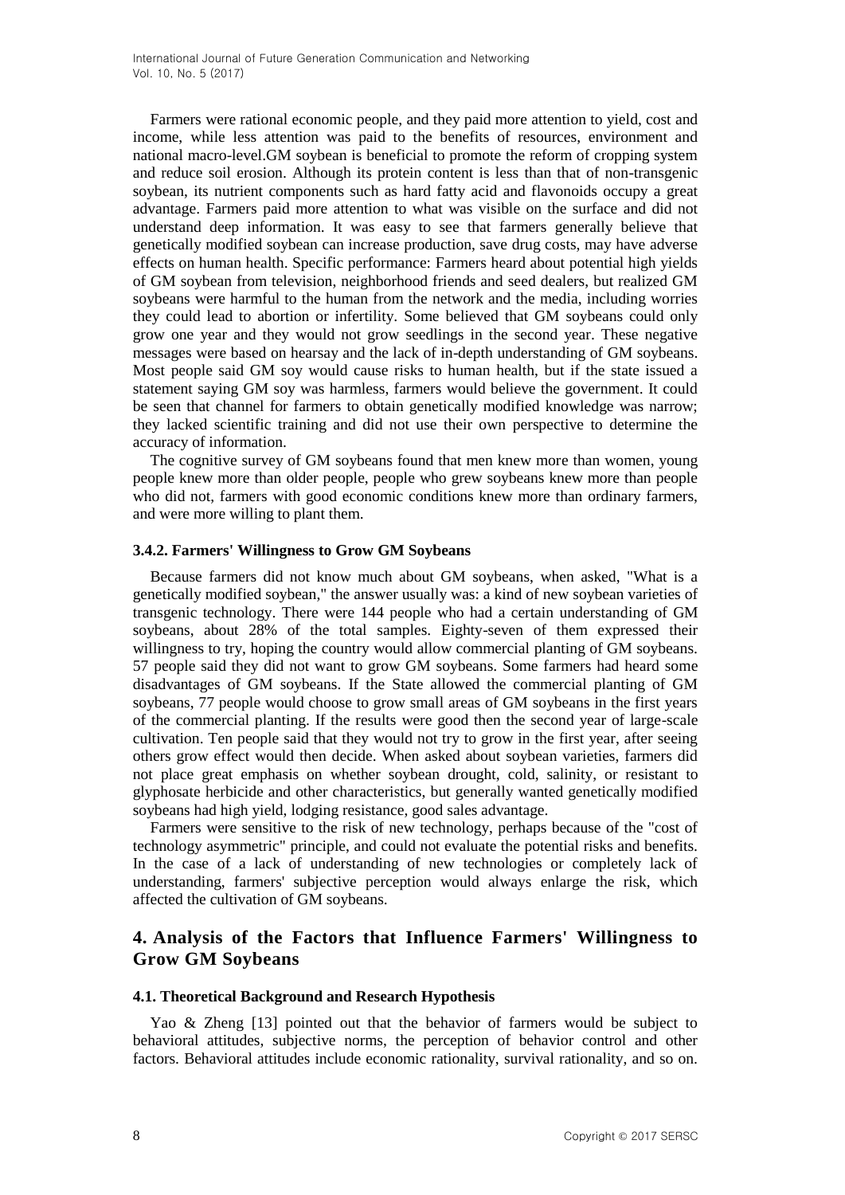Farmers were rational economic people, and they paid more attention to yield, cost and income, while less attention was paid to the benefits of resources, environment and national macro-level.GM soybean is beneficial to promote the reform of cropping system and reduce soil erosion. Although its protein content is less than that of non-transgenic soybean, its nutrient components such as hard fatty acid and flavonoids occupy a great advantage. Farmers paid more attention to what was visible on the surface and did not understand deep information. It was easy to see that farmers generally believe that genetically modified soybean can increase production, save drug costs, may have adverse effects on human health. Specific performance: Farmers heard about potential high yields of GM soybean from television, neighborhood friends and seed dealers, but realized GM soybeans were harmful to the human from the network and the media, including worries they could lead to abortion or infertility. Some believed that GM soybeans could only grow one year and they would not grow seedlings in the second year. These negative messages were based on hearsay and the lack of in-depth understanding of GM soybeans. Most people said GM soy would cause risks to human health, but if the state issued a statement saying GM soy was harmless, farmers would believe the government. It could be seen that channel for farmers to obtain genetically modified knowledge was narrow; they lacked scientific training and did not use their own perspective to determine the accuracy of information.

The cognitive survey of GM soybeans found that men knew more than women, young people knew more than older people, people who grew soybeans knew more than people who did not, farmers with good economic conditions knew more than ordinary farmers, and were more willing to plant them.

#### 3.4.2. Farmers' Willingness to Grow GM Soybeans

Because farmers did not know much about GM soybeans, when asked, "What is a genetically modified soybean," the answer usually was: a kind of new soybean varieties of transgenic technology. There were 144 people who had a certain understanding of GM soybeans, about 28% of the total samples. Eighty-seven of them expressed their willingness to try, hoping the country would allow commercial planting of GM soybeans. 57 people said they did not want to grow GM soybeans. Some farmers had heard some disadvantages of GM soybeans. If the State allowed the commercial planting of GM soybeans, 77 people would choose to grow small areas of GM soybeans in the first years of the commercial planting. If the results were good then the second year of large-scale cultivation. Ten people said that they would not try to grow in the first year, after seeing others grow effect would then decide. When asked about soybean varieties, farmers did not place great emphasis on whether soybean drought, cold, salinity, or resistant to glyphosate herbicide and other characteristics, but generally wanted genetically modified soybeans had high yield, lodging resistance, good sales advantage.

Farmers were sensitive to the risk of new technology, perhaps because of the "cost of technology asymmetric" principle, and could not evaluate the potential risks and benefits. In the case of a lack of understanding of new technologies or completely lack of understanding, farmers' subjective perception would always enlarge the risk, which affected the cultivation of GM soybeans.

## 4. Analysis of the Factors that Influence Farmers' Willingness to Grow GM Soybeans

### 4.1. Theoretical Background and Research Hypothesis

Yao & Zheng [13] pointed out that the behavior of farmers would be subject to behavioral attitudes, subjective norms, the perception of behavior control and other factors. Behavioral attitudes include economic rationality, survival rationality, and so on.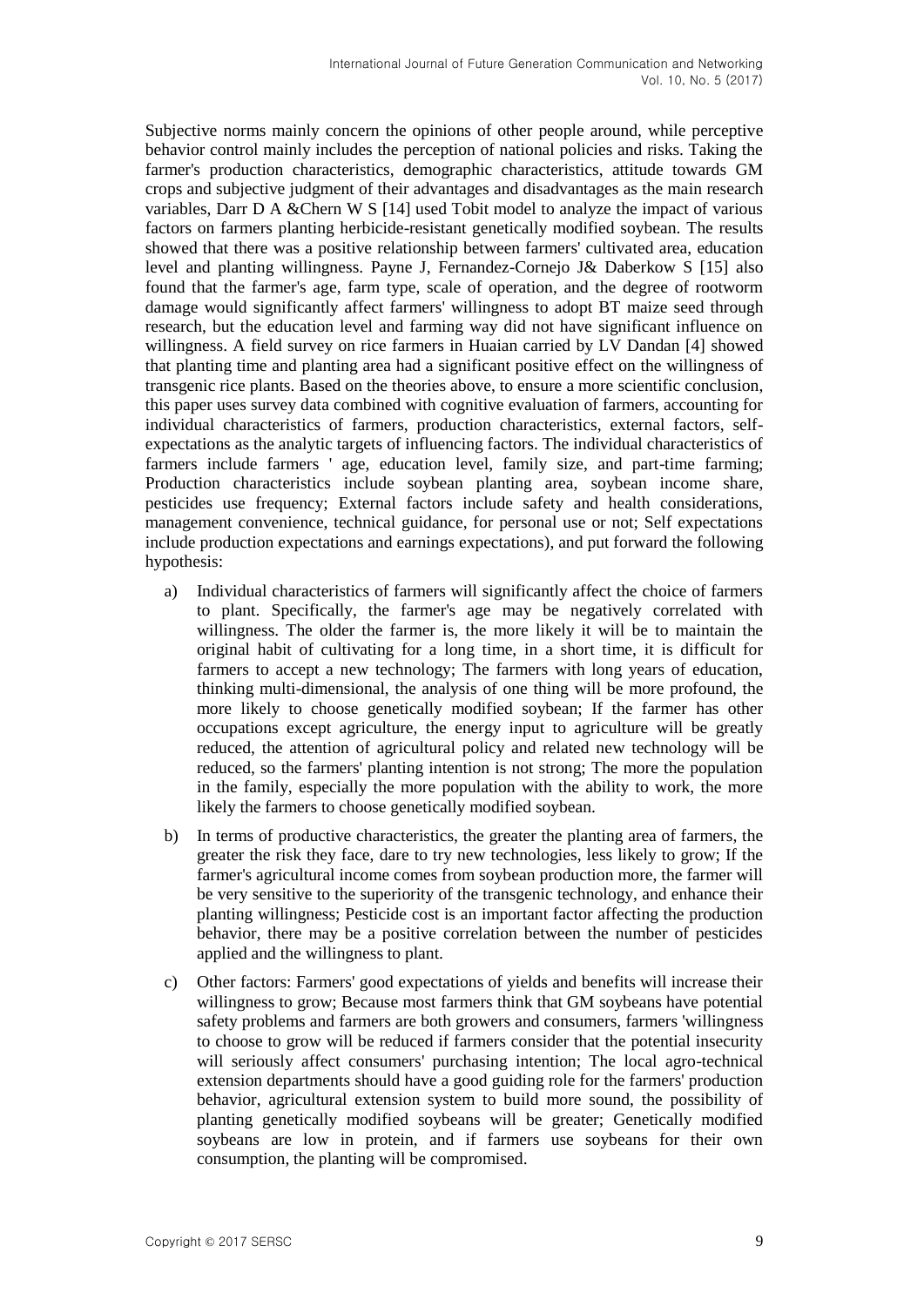Subjective norms mainly concern the opinions of other people around, while perceptive behavior control mainly includes the perception of national policies and risks. Taking the farmer's production characteristics, demographic characteristics, attitude towards GM crops and subjective judgment of their advantages and disadvantages as the main research variables, Darr D A &Chern W S [14] used Tobit model to analyze the impact of various factors on farmers planting herbicide-resistant genetically modified soybean. The results showed that there was a positive relationship between farmers' cultivated area, education level and planting willingness. Payne J, Fernandez-Cornejo J& Daberkow S [15] also found that the farmer's age, farm type, scale of operation, and the degree of rootworm damage would significantly affect farmers' willingness to adopt BT maize seed through research, but the education level and farming way did not have significant influence on willingness. A field survey on rice farmers in Huaian carried by LV Dandan [4] showed that planting time and planting area had a significant positive effect on the willingness of transgenic rice plants. Based on the theories above, to ensure a more scientific conclusion, this paper uses survey data combined with cognitive evaluation of farmers, accounting for individual characteristics of farmers, production characteristics, external factors, self-expectations as the analytic targets of influencing factors. The individual characteristics of farmers include farmers ' age, education level, family size, and part-time farming; Production characteristics include soybean planting area, soybean income share, pesticides use frequency; External factors include safety and health considerations, management convenience, technical guidance, for personal use or not; Self expectations include production expectations and earnings expectations), and put forward the following hypothesis:

a) Individual characteristics of farmers will significantly affect the choice of farmers to plant. Specifically, the farmer's age may be negatively correlated with willingness. The older the farmer is, the more likely it will be to maintain the original habit of cultivating for a long time, in a short time, it is difficult for farmers to accept a new technology; The farmers with long years of education, thinking multi-dimensional, the analysis of one thing will be more profound, the more likely to choose genetically modified soybean; If the farmer has other occupations except agriculture, the energy input to agriculture will be greatly reduced, the attention of agricultural policy and related new technology will be reduced, so the farmers' planting intention is not strong; The more the population in the family, especially the more population with the ability to work, the more likely the farmers to choose genetically modified soybean.

b) In terms of productive characteristics, the greater the planting area of farmers, the greater the risk they face, dare to try new technologies, less likely to grow; If the farmer's agricultural income comes from soybean production more, the farmer will be very sensitive to the superiority of the transgenic technology, and enhance their planting willingness; Pesticide cost is an important factor affecting the production behavior, there may be a positive correlation between the number of pesticides applied and the willingness to plant.

c) Other factors: Farmers' good expectations of yields and benefits will increase their willingness to grow; Because most farmers think that GM soybeans have potential safety problems and farmers are both growers and consumers, farmers 'willingness to choose to grow will be reduced if farmers consider that the potential insecurity will seriously affect consumers' purchasing intention; The local agro-technical extension departments should have a good guiding role for the farmers' production behavior, agricultural extension system to build more sound, the possibility of planting genetically modified soybeans will be greater; Genetically modified soybeans are low in protein, and if farmers use soybeans for their own consumption, the planting will be compromised.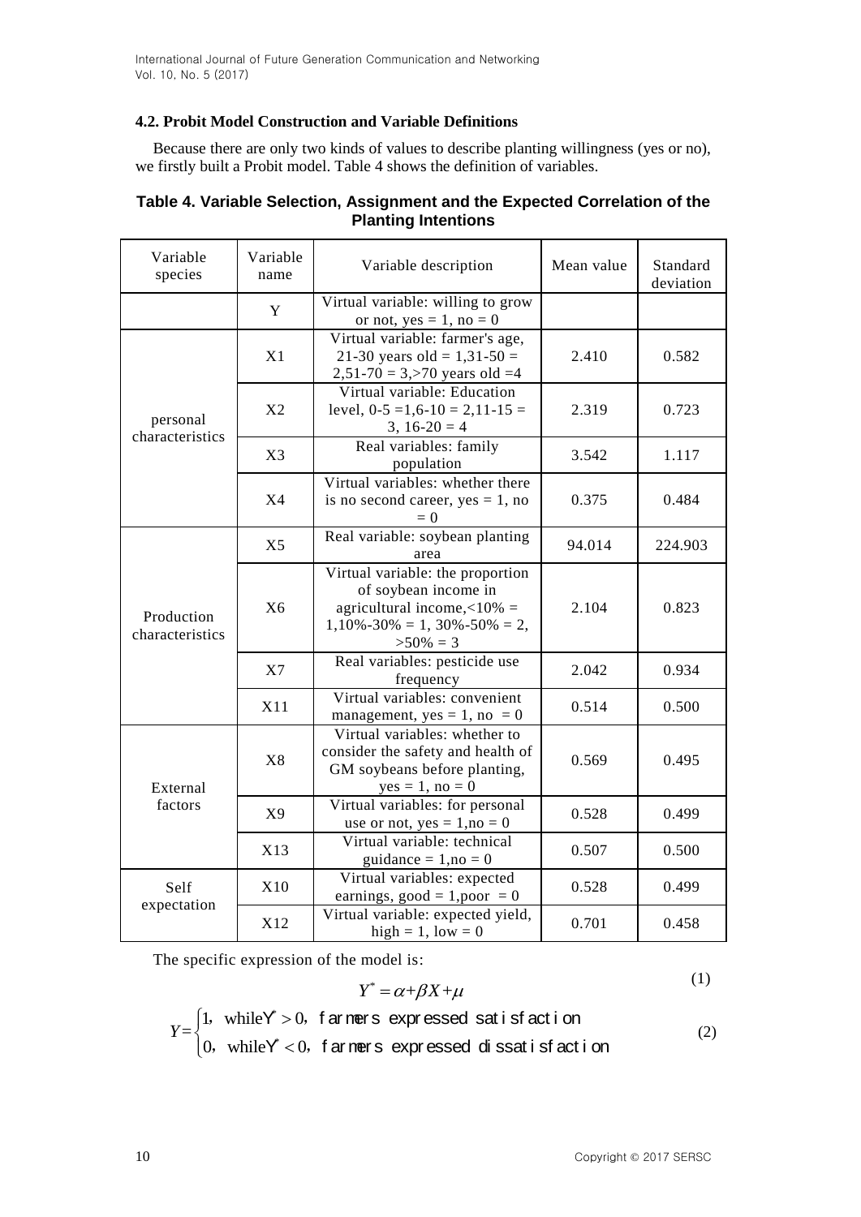### 4.2. Probit Model Construction and Variable Definitions

Because there are only two kinds of values to describe planting willingness (yes or no), we firstly built a Probit model. Table 4 shows the definition of variables.

**Table 4. Variable Selection, Assignment and the Expected Correlation of the Planting Intentions**

| Variable species | Variable name | Variable description | Mean value | Standard deviation |
|---|---|---|---|---|
| | Y | Virtual variable: willing to grow or not, yes = 1, no = 0 | | |
| personal characteristics | X1 | Virtual variable: farmer's age, 21-30 years old = 1,31-50 = 2,51-70 = 3,>70 years old =4 | 2.410 | 0.582 |
| | X2 | Virtual variable: Education level, 0-5 =1,6-10 = 2,11-15 = 3, 16-20 = 4 | 2.319 | 0.723 |
| | X3 | Real variables: family population | 3.542 | 1.117 |
| | X4 | Virtual variables: whether there is no second career, yes = 1, no = 0 | 0.375 | 0.484 |
| Production characteristics | X5 | Real variable: soybean planting area | 94.014 | 224.903 |
| | X6 | Virtual variable: the proportion of soybean income in agricultural income,<10% = 1,10%-30% = 1, 30%-50% = 2, >50% = 3 | 2.104 | 0.823 |
| | X7 | Real variables: pesticide use frequency | 2.042 | 0.934 |
| | X11 | Virtual variables: convenient management, yes = 1, no = 0 | 0.514 | 0.500 |
| External factors | X8 | Virtual variables: whether to consider the safety and health of GM soybeans before planting, yes = 1, no = 0 | 0.569 | 0.495 |
| | X9 | Virtual variables: for personal use or not, yes = 1,no = 0 | 0.528 | 0.499 |
| | X13 | Virtual variable: technical guidance = 1,no = 0 | 0.507 | 0.500 |
| Self expectation | X10 | Virtual variables: expected earnings, good = 1,poor = 0 | 0.528 | 0.499 |
| | X12 | Virtual variable: expected yield, high = 1, low = 0 | 0.701 | 0.458 |

The specific expression of the model is:

$$Y^* = \alpha + \beta X + \mu \tag{1}$$

$$Y = \begin{cases} 1, \text{ while } Y^* > 0, \text{ farmers expressed satisfaction} \\ 0, \text{ while } Y^* < 0, \text{ farmers expressed dissatisfaction} \end{cases} \tag{2}$$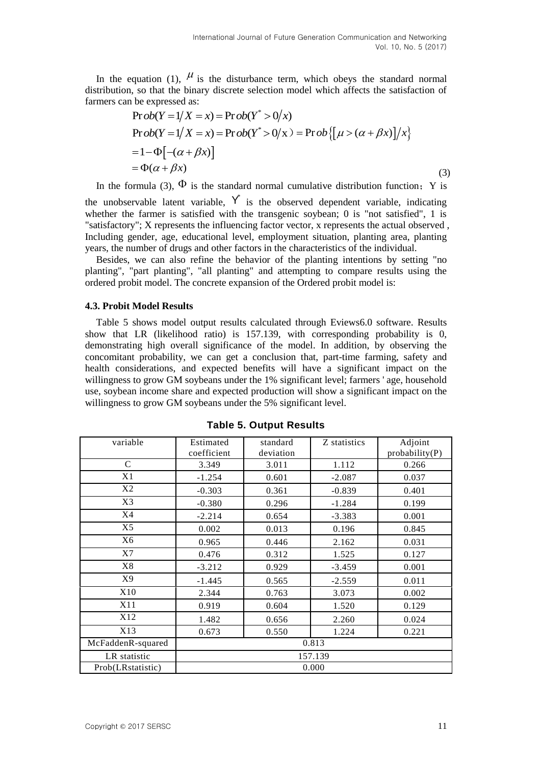In the equation (1), $\mu$ is the disturbance term, which obeys the standard normal distribution, so that the binary discrete selection model which affects the satisfaction of farmers can be expressed as:

$$
\begin{aligned}
&\Pr ob(Y=1/X=x)=\Pr ob(Y^{*}>0/x) \\
&\Pr ob(Y=1/X=x)=\Pr ob(Y^{*}>0/\mathrm{x})=\Pr ob\left\{\left[\mu>(\alpha+\beta x)\right]/x\right\} \\
&=1-\Phi\left[-(\alpha+\beta x)\right] \\
&=\Phi(\alpha+\beta x)
\end{aligned}
\tag{3}
$$

In the formula (3), $\Phi$ is the standard normal cumulative distribution function; Y is the unobservable latent variable, $Y^{*}$ is the observed dependent variable, indicating whether the farmer is satisfied with the transgenic soybean; 0 is "not satisfied", 1 is "satisfactory"; X represents the influencing factor vector, x represents the actual observed , Including gender, age, educational level, employment situation, planting area, planting years, the number of drugs and other factors in the characteristics of the individual.

Besides, we can also refine the behavior of the planting intentions by setting "no planting", "part planting", "all planting" and attempting to compare results using the ordered probit model. The concrete expansion of the Ordered probit model is:

### 4.3. Probit Model Results

Table 5 shows model output results calculated through Eviews6.0 software. Results show that LR (likelihood ratio) is 157.139, with corresponding probability is 0, demonstrating high overall significance of the model. In addition, by observing the concomitant probability, we can get a conclusion that, part-time farming, safety and health considerations, and expected benefits will have a significant impact on the willingness to grow GM soybeans under the 1% significant level; farmers ' age, household use, soybean income share and expected production will show a significant impact on the willingness to grow GM soybeans under the 5% significant level.

**Table 5. Output Results**

| variable | Estimated coefficient | standard deviation | Z statistics | Adjoint probability(P) |
|---|---|---|---|---|
| C | 3.349 | 3.011 | 1.112 | 0.266 |
| X1 | -1.254 | 0.601 | -2.087 | 0.037 |
| X2 | -0.303 | 0.361 | -0.839 | 0.401 |
| X3 | -0.380 | 0.296 | -1.284 | 0.199 |
| X4 | -2.214 | 0.654 | -3.383 | 0.001 |
| X5 | 0.002 | 0.013 | 0.196 | 0.845 |
| X6 | 0.965 | 0.446 | 2.162 | 0.031 |
| X7 | 0.476 | 0.312 | 1.525 | 0.127 |
| X8 | -3.212 | 0.929 | -3.459 | 0.001 |
| X9 | -1.445 | 0.565 | -2.559 | 0.011 |
| X10 | 2.344 | 0.763 | 3.073 | 0.002 |
| X11 | 0.919 | 0.604 | 1.520 | 0.129 |
| X12 | 1.482 | 0.656 | 2.260 | 0.024 |
| X13 | 0.673 | 0.550 | 1.224 | 0.221 |
| McFaddenR-squared | 0.813 | | | |
| LR statistic | 157.139 | | | |
| Prob(LRstatistic) | 0.000 | | | |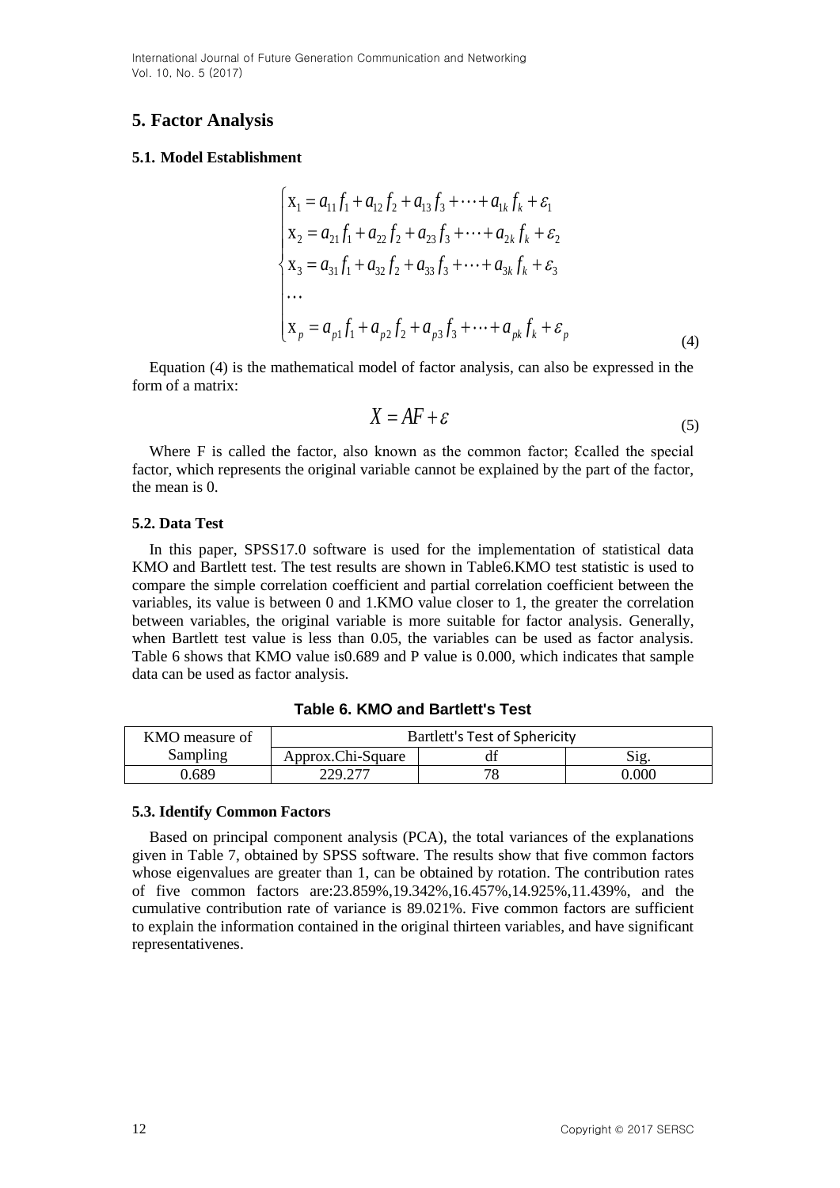## 5. Factor Analysis

### 5.1. Model Establishment

$$
\begin{cases}
X_1 = a_{11} f_1 + a_{12} f_2 + a_{13} f_3 + \cdots + a_{1k} f_k + \varepsilon_1 \\
X_2 = a_{21} f_1 + a_{22} f_2 + a_{23} f_3 + \cdots + a_{2k} f_k + \varepsilon_2 \\
X_3 = a_{31} f_1 + a_{32} f_2 + a_{33} f_3 + \cdots + a_{3k} f_k + \varepsilon_3 \\
\cdots \\
X_p = a_{p1} f_1 + a_{p2} f_2 + a_{p3} f_3 + \cdots + a_{pk} f_k + \varepsilon_p
\end{cases}
\tag{4}
$$

Equation (4) is the mathematical model of factor analysis, can also be expressed in the form of a matrix:

$$
X = AF + \varepsilon \tag{5}
$$

Where F is called the factor, also known as the common factor; Ɛcalled the special factor, which represents the original variable cannot be explained by the part of the factor, the mean is 0.

### 5.2. Data Test

In this paper, SPSS17.0 software is used for the implementation of statistical data KMO and Bartlett test. The test results are shown in Table6.KMO test statistic is used to compare the simple correlation coefficient and partial correlation coefficient between the variables, its value is between 0 and 1.KMO value closer to 1, the greater the correlation between variables, the original variable is more suitable for factor analysis. Generally, when Bartlett test value is less than 0.05, the variables can be used as factor analysis. Table 6 shows that KMO value is0.689 and P value is 0.000, which indicates that sample data can be used as factor analysis.

**Table 6. KMO and Bartlett's Test**

| KMO measure of Sampling | Bartlett's Test of Sphericity | | |
|---|---|---|---|
| | Approx.Chi-Square | df | Sig. |
| 0.689 | 229.277 | 78 | 0.000 |

### 5.3. Identify Common Factors

Based on principal component analysis (PCA), the total variances of the explanations given in Table 7, obtained by SPSS software. The results show that five common factors whose eigenvalues are greater than 1, can be obtained by rotation. The contribution rates of five common factors are:23.859%,19.342%,16.457%,14.925%,11.439%, and the cumulative contribution rate of variance is 89.021%. Five common factors are sufficient to explain the information contained in the original thirteen variables, and have significant representativenes.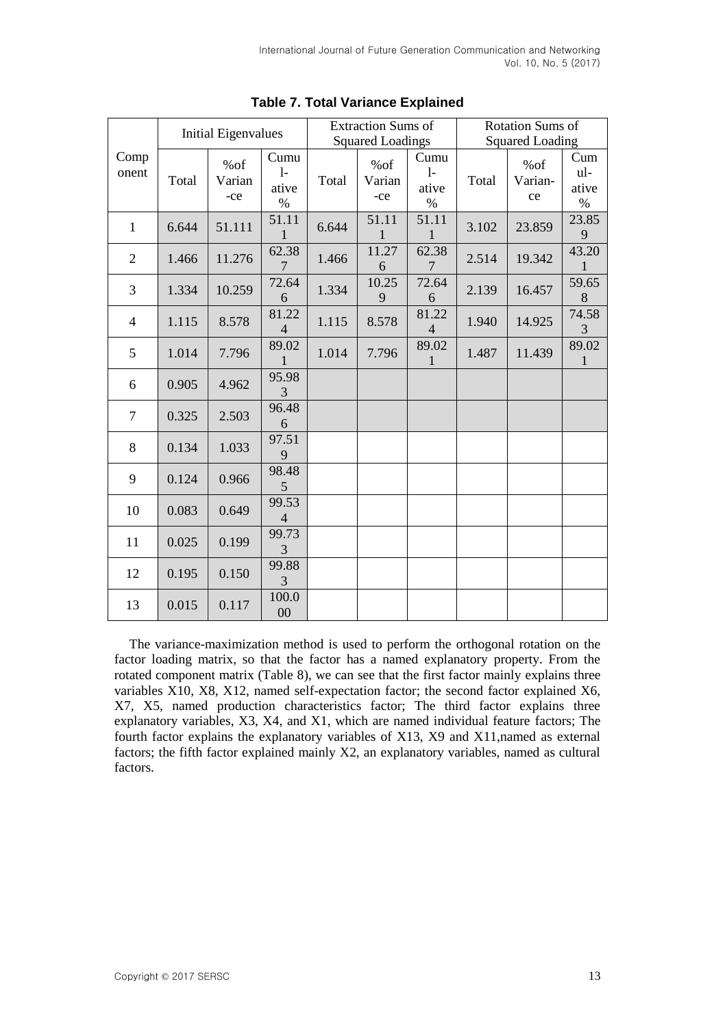**Table 7. Total Variance Explained**

| Component | Initial Eigenvalues | | | Extraction Sums of Squared Loadings | | | Rotation Sums of Squared Loading | | |
|---|---|---|---|---|---|---|---|---|---|
| | Total | %of Varian-ce | Cumul-ative % | Total | %of Varian-ce | Cumul-ative % | Total | %of Varian-ce | Cumul-ative % |
| 1 | 6.644 | 51.111 | 51.111 | 6.644 | 51.111 | 51.111 | 3.102 | 23.859 | 23.859 |
| 2 | 1.466 | 11.276 | 62.387 | 1.466 | 11.276 | 62.387 | 2.514 | 19.342 | 43.201 |
| 3 | 1.334 | 10.259 | 72.646 | 1.334 | 10.259 | 72.646 | 2.139 | 16.457 | 59.658 |
| 4 | 1.115 | 8.578 | 81.224 | 1.115 | 8.578 | 81.224 | 1.940 | 14.925 | 74.583 |
| 5 | 1.014 | 7.796 | 89.021 | 1.014 | 7.796 | 89.021 | 1.487 | 11.439 | 89.021 |
| 6 | 0.905 | 4.962 | 95.983 | | | | | | |
| 7 | 0.325 | 2.503 | 96.486 | | | | | | |
| 8 | 0.134 | 1.033 | 97.519 | | | | | | |
| 9 | 0.124 | 0.966 | 98.485 | | | | | | |
| 10 | 0.083 | 0.649 | 99.534 | | | | | | |
| 11 | 0.025 | 0.199 | 99.733 | | | | | | |
| 12 | 0.195 | 0.150 | 99.883 | | | | | | |
| 13 | 0.015 | 0.117 | 100.000 | | | | | | |

The variance-maximization method is used to perform the orthogonal rotation on the factor loading matrix, so that the factor has a named explanatory property. From the rotated component matrix (Table 8), we can see that the first factor mainly explains three variables X10, X8, X12, named self-expectation factor; the second factor explained X6, X7, X5, named production characteristics factor; The third factor explains three explanatory variables, X3, X4, and X1, which are named individual feature factors; The fourth factor explains the explanatory variables of X13, X9 and X11,named as external factors; the fifth factor explained mainly X2, an explanatory variables, named as cultural factors.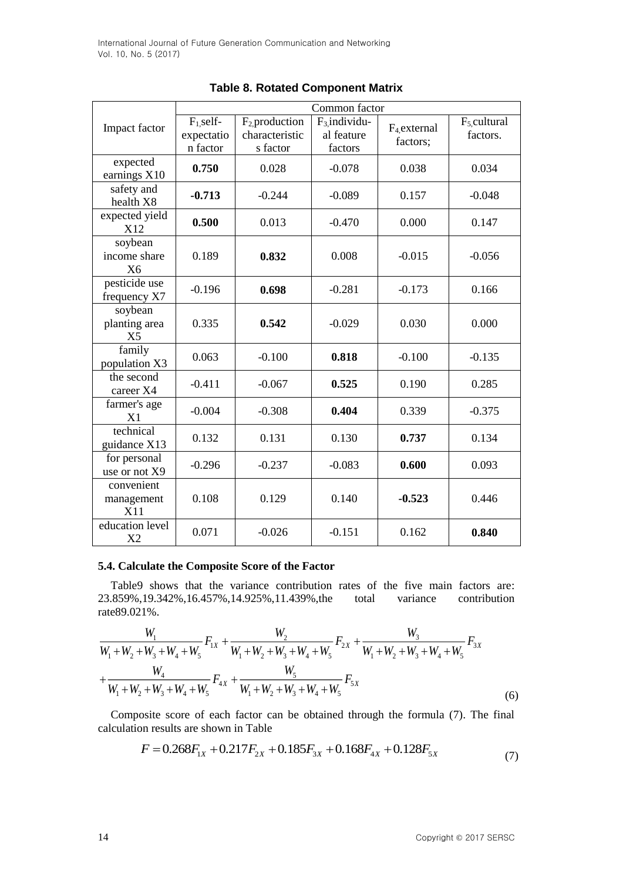**Table 8. Rotated Component Matrix**

| Impact factor | Common factor | | | | |
|---|---|---|---|---|---|
| | $F_1$,self-expectation factor | $F_2$,production characteristics factor | $F_3$,individual feature factors | $F_4$,external factors; | $F_5$,cultural factors. |
| expected earnings X10 | **0.750** | 0.028 | -0.078 | 0.038 | 0.034 |
| safety and health X8 | **-0.713** | -0.244 | -0.089 | 0.157 | -0.048 |
| expected yield X12 | **0.500** | 0.013 | -0.470 | 0.000 | 0.147 |
| soybean income share X6 | 0.189 | **0.832** | 0.008 | -0.015 | -0.056 |
| pesticide use frequency X7 | -0.196 | **0.698** | -0.281 | -0.173 | 0.166 |
| soybean planting area X5 | 0.335 | **0.542** | -0.029 | 0.030 | 0.000 |
| family population X3 | 0.063 | -0.100 | **0.818** | -0.100 | -0.135 |
| the second career X4 | -0.411 | -0.067 | **0.525** | 0.190 | 0.285 |
| farmer's age X1 | -0.004 | -0.308 | **0.404** | 0.339 | -0.375 |
| technical guidance X13 | 0.132 | 0.131 | 0.130 | **0.737** | 0.134 |
| for personal use or not X9 | -0.296 | -0.237 | -0.083 | **0.600** | 0.093 |
| convenient management X11 | 0.108 | 0.129 | 0.140 | **-0.523** | 0.446 |
| education level X2 | 0.071 | -0.026 | -0.151 | 0.162 | **0.840** |

### 5.4. Calculate the Composite Score of the Factor

Table9 shows that the variance contribution rates of the five main factors are: 23.859%,19.342%,16.457%,14.925%,11.439%,the total variance contribution rate89.021%.

$$\frac{W_1}{W_1+W_2+W_3+W_4+W_5}F_{1X}+\frac{W_2}{W_1+W_2+W_3+W_4+W_5}F_{2X}+\frac{W_3}{W_1+W_2+W_3+W_4+W_5}F_{3X}$$
$$+\frac{W_4}{W_1+W_2+W_3+W_4+W_5}F_{4X}+\frac{W_5}{W_1+W_2+W_3+W_4+W_5}F_{5X} \tag{6}$$

Composite score of each factor can be obtained through the formula (7). The final calculation results are shown in Table

$$F=0.268F_{1X}+0.217F_{2X}+0.185F_{3X}+0.168F_{4X}+0.128F_{5X} \tag{7}$$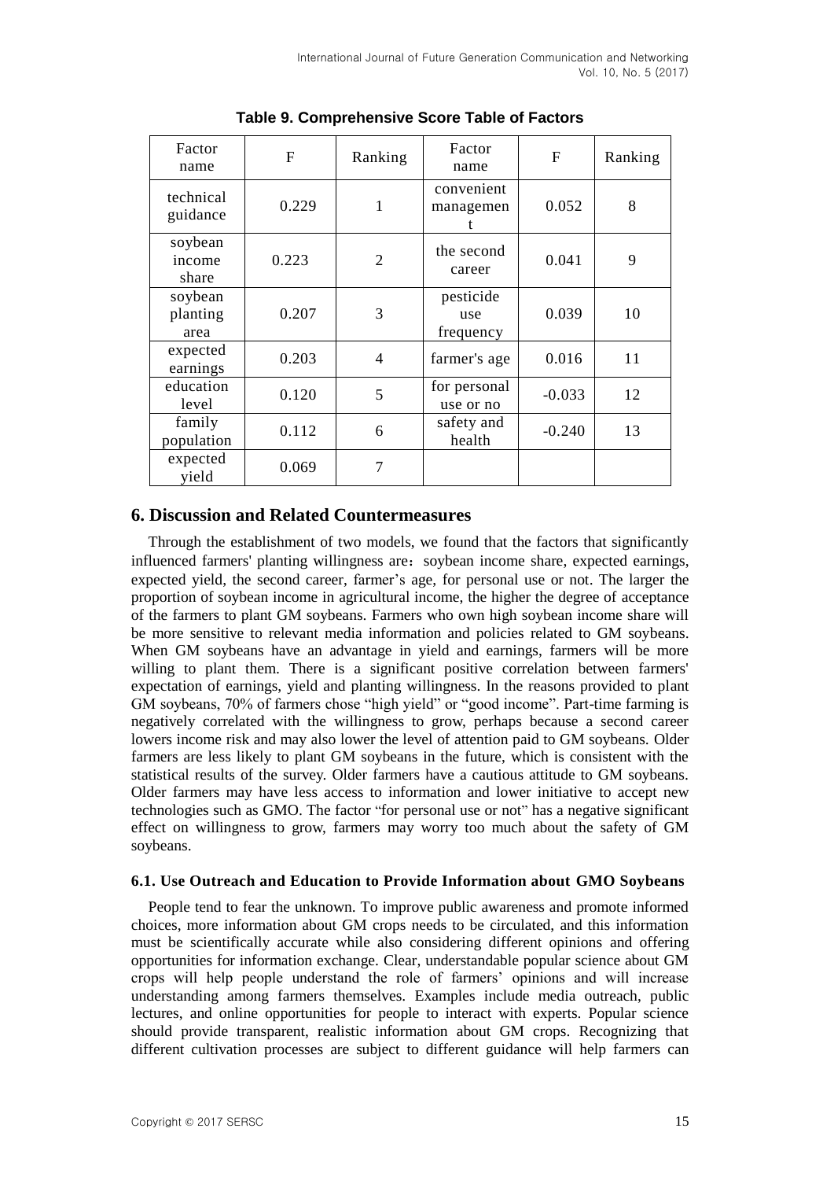**Table 9. Comprehensive Score Table of Factors**

| Factor name | F | Ranking | Factor name | F | Ranking |
|---|---|---|---|---|---|
| technical guidance | 0.229 | 1 | convenient management | 0.052 | 8 |
| soybean income share | 0.223 | 2 | the second career | 0.041 | 9 |
| soybean planting area | 0.207 | 3 | pesticide use frequency | 0.039 | 10 |
| expected earnings | 0.203 | 4 | farmer's age | 0.016 | 11 |
| education level | 0.120 | 5 | for personal use or no | -0.033 | 12 |
| family population | 0.112 | 6 | safety and health | -0.240 | 13 |
| expected yield | 0.069 | 7 | | | |

## 6. Discussion and Related Countermeasures

Through the establishment of two models, we found that the factors that significantly influenced farmers' planting willingness are：soybean income share, expected earnings, expected yield, the second career, farmer's age, for personal use or not. The larger the proportion of soybean income in agricultural income, the higher the degree of acceptance of the farmers to plant GM soybeans. Farmers who own high soybean income share will be more sensitive to relevant media information and policies related to GM soybeans. When GM soybeans have an advantage in yield and earnings, farmers will be more willing to plant them. There is a significant positive correlation between farmers' expectation of earnings, yield and planting willingness. In the reasons provided to plant GM soybeans, 70% of farmers chose "high yield" or "good income". Part-time farming is negatively correlated with the willingness to grow, perhaps because a second career lowers income risk and may also lower the level of attention paid to GM soybeans. Older farmers are less likely to plant GM soybeans in the future, which is consistent with the statistical results of the survey. Older farmers have a cautious attitude to GM soybeans. Older farmers may have less access to information and lower initiative to accept new technologies such as GMO. The factor "for personal use or not" has a negative significant effect on willingness to grow, farmers may worry too much about the safety of GM soybeans.

### 6.1. Use Outreach and Education to Provide Information about GMO Soybeans

People tend to fear the unknown. To improve public awareness and promote informed choices, more information about GM crops needs to be circulated, and this information must be scientifically accurate while also considering different opinions and offering opportunities for information exchange. Clear, understandable popular science about GM crops will help people understand the role of farmers' opinions and will increase understanding among farmers themselves. Examples include media outreach, public lectures, and online opportunities for people to interact with experts. Popular science should provide transparent, realistic information about GM crops. Recognizing that different cultivation processes are subject to different guidance will help farmers can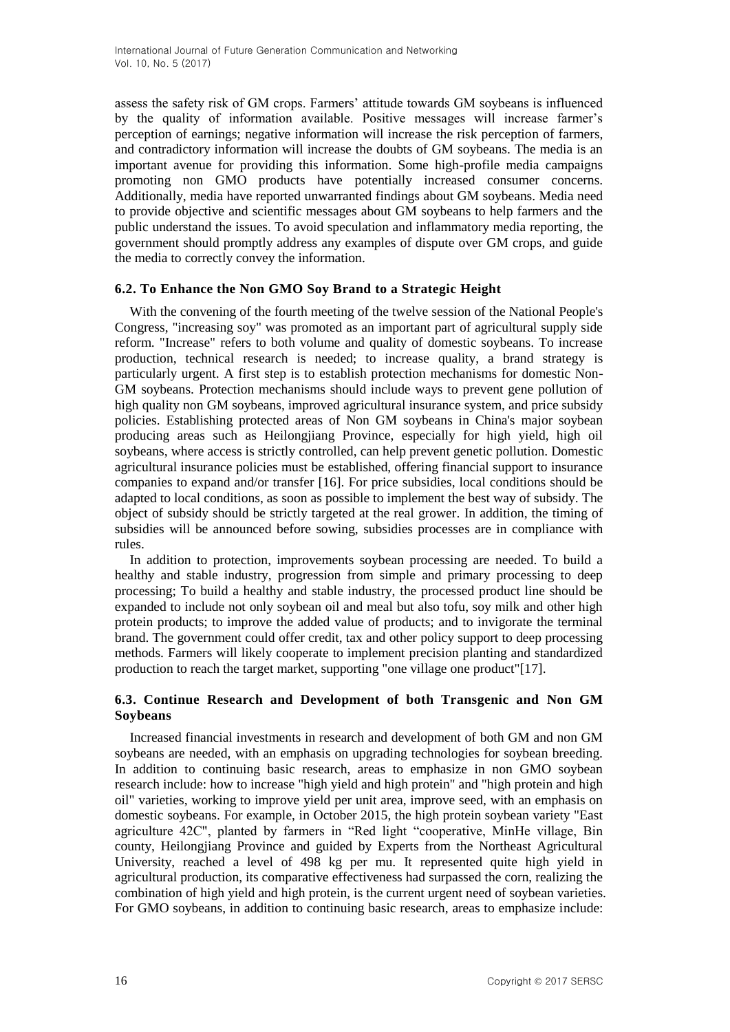assess the safety risk of GM crops. Farmers' attitude towards GM soybeans is influenced by the quality of information available. Positive messages will increase farmer's perception of earnings; negative information will increase the risk perception of farmers, and contradictory information will increase the doubts of GM soybeans. The media is an important avenue for providing this information. Some high-profile media campaigns promoting non GMO products have potentially increased consumer concerns. Additionally, media have reported unwarranted findings about GM soybeans. Media need to provide objective and scientific messages about GM soybeans to help farmers and the public understand the issues. To avoid speculation and inflammatory media reporting, the government should promptly address any examples of dispute over GM crops, and guide the media to correctly convey the information.

### 6.2. To Enhance the Non GMO Soy Brand to a Strategic Height

With the convening of the fourth meeting of the twelve session of the National People's Congress, "increasing soy" was promoted as an important part of agricultural supply side reform. "Increase" refers to both volume and quality of domestic soybeans. To increase production, technical research is needed; to increase quality, a brand strategy is particularly urgent. A first step is to establish protection mechanisms for domestic Non-GM soybeans. Protection mechanisms should include ways to prevent gene pollution of high quality non GM soybeans, improved agricultural insurance system, and price subsidy policies. Establishing protected areas of Non GM soybeans in China's major soybean producing areas such as Heilongjiang Province, especially for high yield, high oil soybeans, where access is strictly controlled, can help prevent genetic pollution. Domestic agricultural insurance policies must be established, offering financial support to insurance companies to expand and/or transfer [16]. For price subsidies, local conditions should be adapted to local conditions, as soon as possible to implement the best way of subsidy. The object of subsidy should be strictly targeted at the real grower. In addition, the timing of subsidies will be announced before sowing, subsidies processes are in compliance with rules.

In addition to protection, improvements soybean processing are needed. To build a healthy and stable industry, progression from simple and primary processing to deep processing; To build a healthy and stable industry, the processed product line should be expanded to include not only soybean oil and meal but also tofu, soy milk and other high protein products; to improve the added value of products; and to invigorate the terminal brand. The government could offer credit, tax and other policy support to deep processing methods. Farmers will likely cooperate to implement precision planting and standardized production to reach the target market, supporting "one village one product"[17].

### 6.3. Continue Research and Development of both Transgenic and Non GM Soybeans

Increased financial investments in research and development of both GM and non GM soybeans are needed, with an emphasis on upgrading technologies for soybean breeding. In addition to continuing basic research, areas to emphasize in non GMO soybean research include: how to increase "high yield and high protein" and "high protein and high oil" varieties, working to improve yield per unit area, improve seed, with an emphasis on domestic soybeans. For example, in October 2015, the high protein soybean variety "East agriculture 42C", planted by farmers in "Red light "cooperative, MinHe village, Bin county, Heilongjiang Province and guided by Experts from the Northeast Agricultural University, reached a level of 498 kg per mu. It represented quite high yield in agricultural production, its comparative effectiveness had surpassed the corn, realizing the combination of high yield and high protein, is the current urgent need of soybean varieties. For GMO soybeans, in addition to continuing basic research, areas to emphasize include: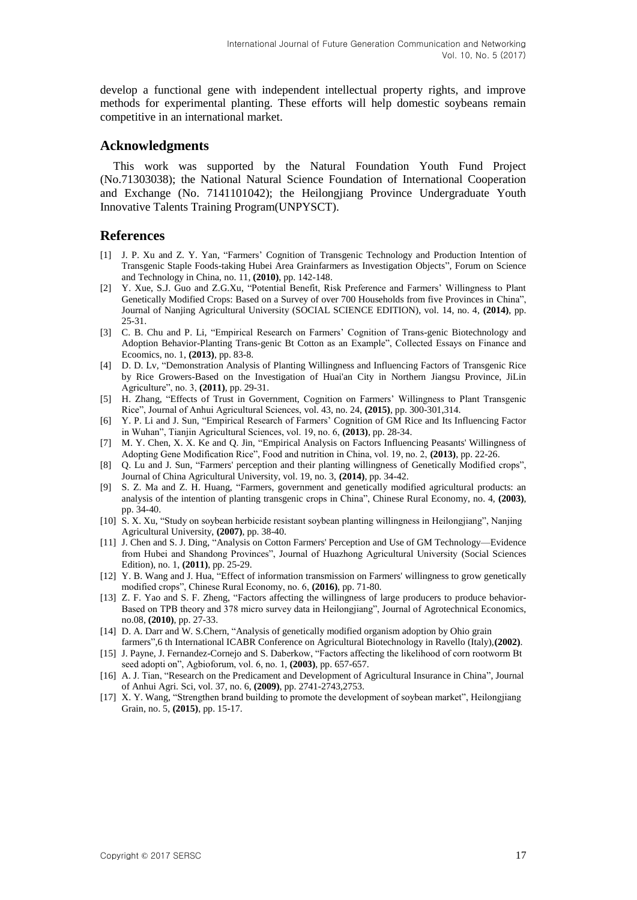develop a functional gene with independent intellectual property rights, and improve methods for experimental planting. These efforts will help domestic soybeans remain competitive in an international market.

## Acknowledgments

This work was supported by the Natural Foundation Youth Fund Project (No.71303038); the National Natural Science Foundation of International Cooperation and Exchange (No. 7141101042); the Heilongjiang Province Undergraduate Youth Innovative Talents Training Program(UNPYSCT).

## References

[1] J. P. Xu and Z. Y. Yan, "Farmers' Cognition of Transgenic Technology and Production Intention of Transgenic Staple Foods-taking Hubei Area Grainfarmers as Investigation Objects", Forum on Science and Technology in China, no. 11, **(2010)**, pp. 142-148.

[2] Y. Xue, S.J. Guo and Z.G.Xu, "Potential Benefit, Risk Preference and Farmers' Willingness to Plant Genetically Modified Crops: Based on a Survey of over 700 Households from five Provinces in China", Journal of Nanjing Agricultural University (SOCIAL SCIENCE EDITION), vol. 14, no. 4, **(2014)**, pp. 25-31.

[3] C. B. Chu and P. Li, "Empirical Research on Farmers' Cognition of Trans-genic Biotechnology and Adoption Behavior-Planting Trans-genic Bt Cotton as an Example", Collected Essays on Finance and Ecoomics, no. 1, **(2013)**, pp. 83-8.

[4] D. D. Lv, "Demonstration Analysis of Planting Willingness and Influencing Factors of Transgenic Rice by Rice Growers-Based on the Investigation of Huai'an City in Northern Jiangsu Province, JiLin Agriculture", no. 3, **(2011)**, pp. 29-31.

[5] H. Zhang, "Effects of Trust in Government, Cognition on Farmers' Willingness to Plant Transgenic Rice", Journal of Anhui Agricultural Sciences, vol. 43, no. 24, **(2015)**, pp. 300-301,314.

[6] Y. P. Li and J. Sun, "Empirical Research of Farmers' Cognition of GM Rice and Its Influencing Factor in Wuhan", Tianjin Agricultural Sciences, vol. 19, no. 6, **(2013)**, pp. 28-34.

[7] M. Y. Chen, X. X. Ke and Q. Jin, "Empirical Analysis on Factors Influencing Peasants' Willingness of Adopting Gene Modification Rice", Food and nutrition in China, vol. 19, no. 2, **(2013)**, pp. 22-26.

[8] Q. Lu and J. Sun, "Farmers' perception and their planting willingness of Genetically Modified crops", Journal of China Agricultural University, vol. 19, no. 3, **(2014)**, pp. 34-42.

[9] S. Z. Ma and Z. H. Huang, "Farmers, government and genetically modified agricultural products: an analysis of the intention of planting transgenic crops in China", Chinese Rural Economy, no. 4, **(2003)**, pp. 34-40.

[10] S. X. Xu, "Study on soybean herbicide resistant soybean planting willingness in Heilongjiang", Nanjing Agricultural University, **(2007)**, pp. 38-40.

[11] J. Chen and S. J. Ding, "Analysis on Cotton Farmers' Perception and Use of GM Technology—Evidence from Hubei and Shandong Provinces", Journal of Huazhong Agricultural University (Social Sciences Edition), no. 1, **(2011)**, pp. 25-29.

[12] Y. B. Wang and J. Hua, "Effect of information transmission on Farmers' willingness to grow genetically modified crops", Chinese Rural Economy, no. 6, **(2016)**, pp. 71-80.

[13] Z. F. Yao and S. F. Zheng, "Factors affecting the willingness of large producers to produce behavior-Based on TPB theory and 378 micro survey data in Heilongjiang", Journal of Agrotechnical Economics, no.08, **(2010)**, pp. 27-33.

[14] D. A. Darr and W. S.Chern, "Analysis of genetically modified organism adoption by Ohio grain farmers",6 th International ICABR Conference on Agricultural Biotechnology in Ravello (Italy),**(2002)**.

[15] J. Payne, J. Fernandez-Cornejo and S. Daberkow, "Factors affecting the likelihood of corn rootworm Bt seed adopti on", Agbioforum, vol. 6, no. 1, **(2003)**, pp. 657-657.

[16] A. J. Tian, "Research on the Predicament and Development of Agricultural Insurance in China", Journal of Anhui Agri. Sci, vol. 37, no. 6, **(2009)**, pp. 2741-2743,2753.

[17] X. Y. Wang, "Strengthen brand building to promote the development of soybean market", Heilongjiang Grain, no. 5, **(2015)**, pp. 15-17.